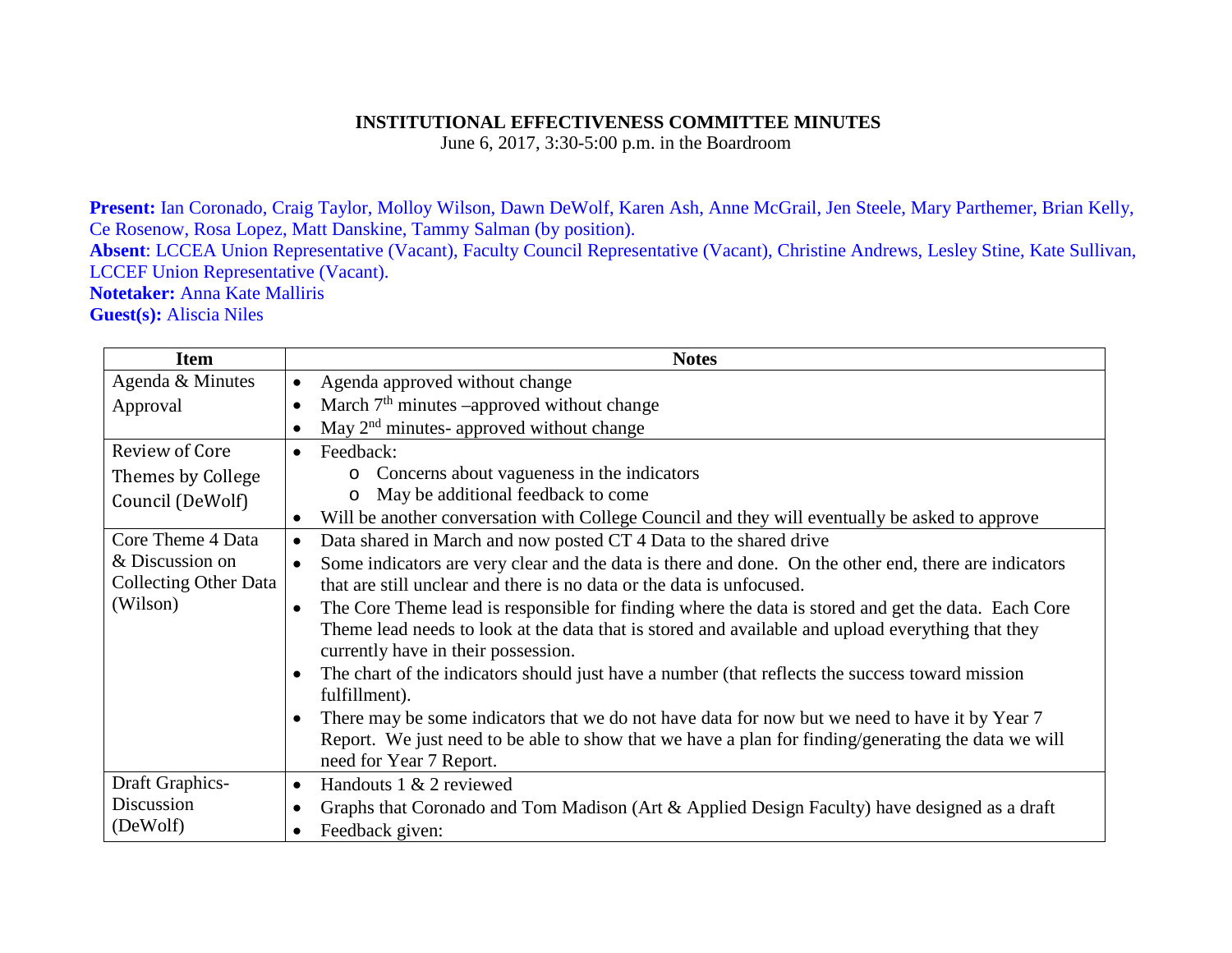**INSTITUTIONAL EFFECTIVENESS COMMITTEE MINUTES**

June 6, 2017, 3:30-5:00 p.m. in the Boardroom

**Present:** Ian Coronado, Craig Taylor, Molloy Wilson, Dawn DeWolf, Karen Ash, Anne McGrail, Jen Steele, Mary Parthemer, Brian Kelly, Ce Rosenow, Rosa Lopez, Matt Danskine, Tammy Salman (by position).
**Absent**: LCCEA Union Representative (Vacant), Faculty Council Representative (Vacant), Christine Andrews, Lesley Stine, Kate Sullivan, LCCEF Union Representative (Vacant).
**Notetaker:** Anna Kate Malliris
**Guest(s):** Aliscia Niles

| Item | Notes |
|---|---|
| Agenda & Minutes Approval | • Agenda approved without change<br>• March 7th minutes –approved without change<br>• May 2nd minutes- approved without change |
| Review of Core Themes by College Council (DeWolf) | • Feedback:<br>  o Concerns about vagueness in the indicators<br>  o May be additional feedback to come<br>• Will be another conversation with College Council and they will eventually be asked to approve |
| Core Theme 4 Data & Discussion on Collecting Other Data (Wilson) | • Data shared in March and now posted CT 4 Data to the shared drive<br>• Some indicators are very clear and the data is there and done. On the other end, there are indicators that are still unclear and there is no data or the data is unfocused.<br>• The Core Theme lead is responsible for finding where the data is stored and get the data. Each Core Theme lead needs to look at the data that is stored and available and upload everything that they currently have in their possession.<br>• The chart of the indicators should just have a number (that reflects the success toward mission fulfillment).<br>• There may be some indicators that we do not have data for now but we need to have it by Year 7 Report. We just need to be able to show that we have a plan for finding/generating the data we will need for Year 7 Report. |
| Draft Graphics-Discussion (DeWolf) | • Handouts 1 & 2 reviewed<br>• Graphs that Coronado and Tom Madison (Art & Applied Design Faculty) have designed as a draft<br>• Feedback given: |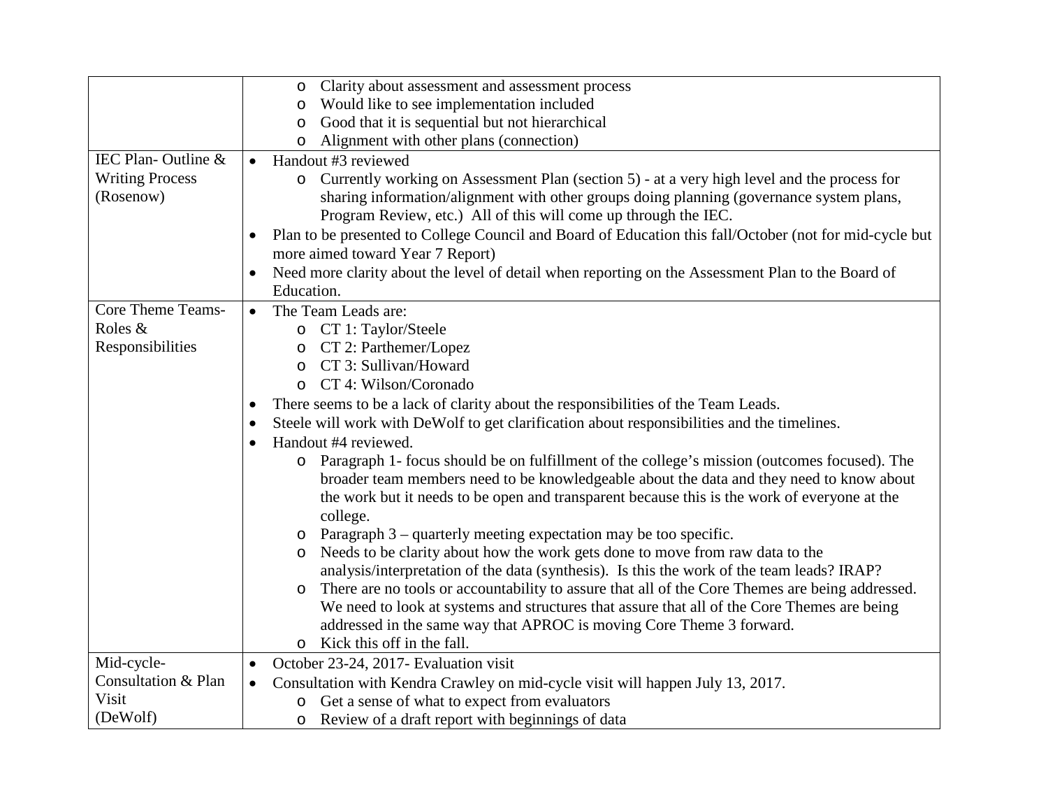| | |
|---|---|
| | ◦ Clarity about assessment and assessment process<br>◦ Would like to see implementation included<br>◦ Good that it is sequential but not hierarchical<br>◦ Alignment with other plans (connection) |
| IEC Plan- Outline & Writing Process (Rosenow) | • Handout #3 reviewed<br>◦ Currently working on Assessment Plan (section 5) - at a very high level and the process for sharing information/alignment with other groups doing planning (governance system plans, Program Review, etc.) All of this will come up through the IEC.<br>• Plan to be presented to College Council and Board of Education this fall/October (not for mid-cycle but more aimed toward Year 7 Report)<br>• Need more clarity about the level of detail when reporting on the Assessment Plan to the Board of Education. |
| Core Theme Teams- Roles & Responsibilities | • The Team Leads are:<br>◦ CT 1: Taylor/Steele<br>◦ CT 2: Parthemer/Lopez<br>◦ CT 3: Sullivan/Howard<br>◦ CT 4: Wilson/Coronado<br>• There seems to be a lack of clarity about the responsibilities of the Team Leads.<br>• Steele will work with DeWolf to get clarification about responsibilities and the timelines.<br>• Handout #4 reviewed.<br>◦ Paragraph 1- focus should be on fulfillment of the college's mission (outcomes focused). The broader team members need to be knowledgeable about the data and they need to know about the work but it needs to be open and transparent because this is the work of everyone at the college.<br>◦ Paragraph 3 – quarterly meeting expectation may be too specific.<br>◦ Needs to be clarity about how the work gets done to move from raw data to the analysis/interpretation of the data (synthesis). Is this the work of the team leads? IRAP?<br>◦ There are no tools or accountability to assure that all of the Core Themes are being addressed. We need to look at systems and structures that assure that all of the Core Themes are being addressed in the same way that APROC is moving Core Theme 3 forward.<br>◦ Kick this off in the fall. |
| Mid-cycle- Consultation & Plan Visit (DeWolf) | • October 23-24, 2017- Evaluation visit<br>• Consultation with Kendra Crawley on mid-cycle visit will happen July 13, 2017.<br>◦ Get a sense of what to expect from evaluators<br>◦ Review of a draft report with beginnings of data |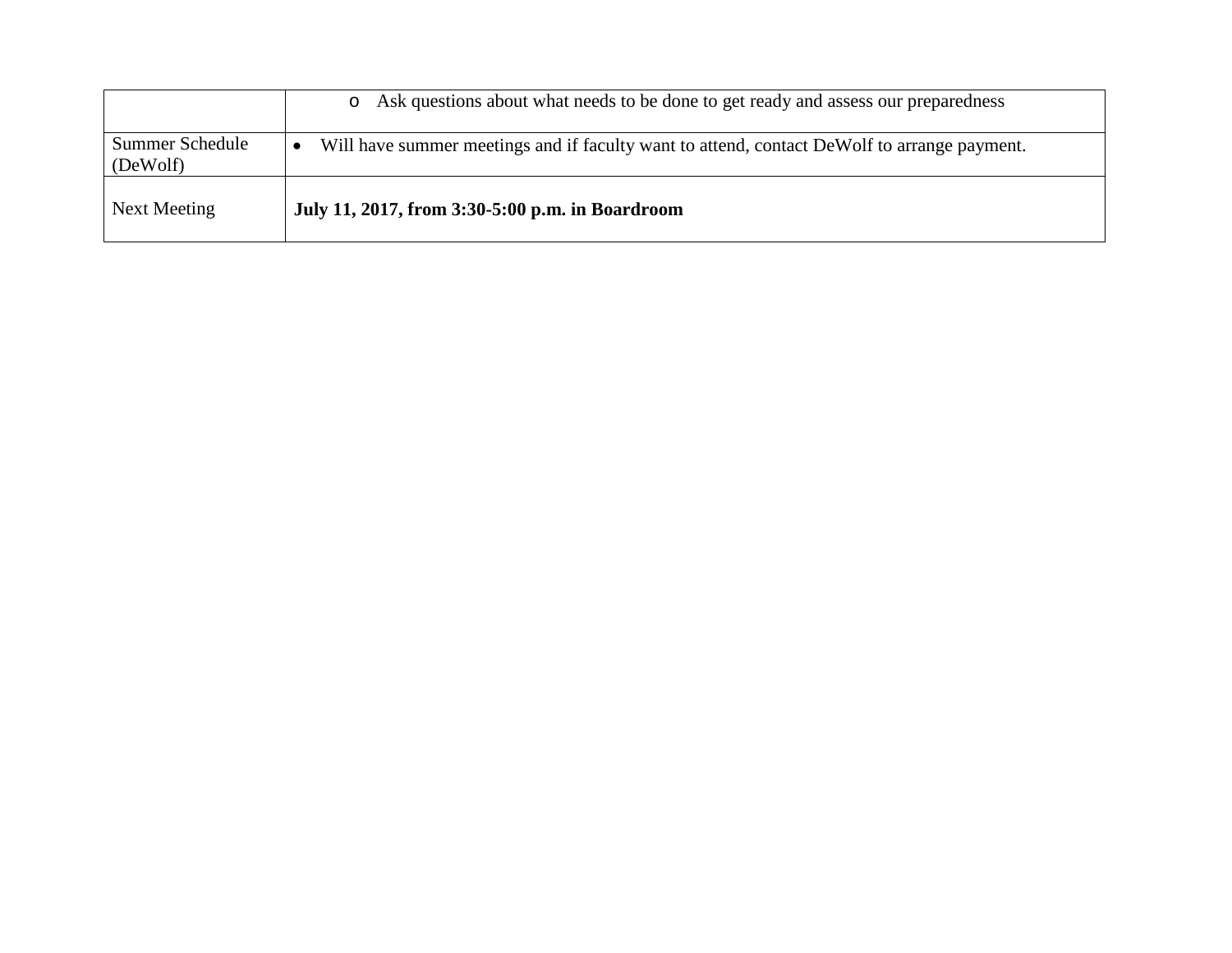| | |
|---|---|
| | - Ask questions about what needs to be done to get ready and assess our preparedness |
| Summer Schedule (DeWolf) | - Will have summer meetings and if faculty want to attend, contact DeWolf to arrange payment. |
| Next Meeting | **July 11, 2017, from 3:30-5:00 p.m. in Boardroom** |